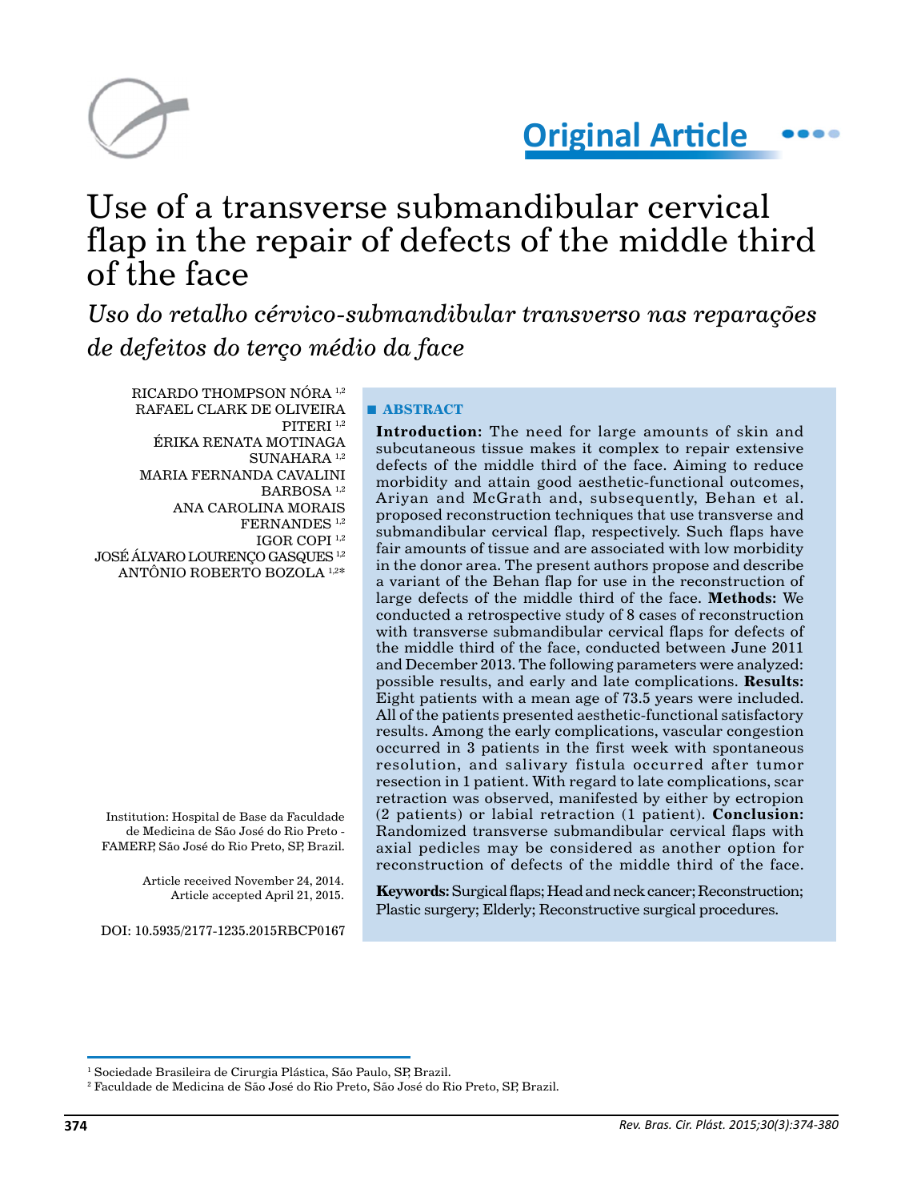Original Article

# Use of a transverse submandibular cervical flap in the repair of defects of the middle third of the face

*Uso do retalho cérvico-submandibular transverso nas reparações de defeitos do terço médio da face*

RICARDO THOMPSON NÓRA [1,2]
RAFAEL CLARK DE OLIVEIRA PITERI [1,2]
ÉRIKA RENATA MOTINAGA SUNAHARA [1,2]
MARIA FERNANDA CAVALINI BARBOSA [1,2]
ANA CAROLINA MORAIS FERNANDES [1,2]
IGOR COPI [1,2]
JOSÉ ÁLVARO LOURENÇO GASQUES [1,2]
ANTÔNIO ROBERTO BOZOLA [1,2*]

Institution: Hospital de Base da Faculdade de Medicina de São José do Rio Preto - FAMERP, São José do Rio Preto, SP, Brazil.

Article received November 24, 2014.
Article accepted April 21, 2015.

DOI: 10.5935/2177-1235.2015RBCP0167

## ■ ABSTRACT

**Introduction:** The need for large amounts of skin and subcutaneous tissue makes it complex to repair extensive defects of the middle third of the face. Aiming to reduce morbidity and attain good aesthetic-functional outcomes, Ariyan and McGrath and, subsequently, Behan et al. proposed reconstruction techniques that use transverse and submandibular cervical flap, respectively. Such flaps have fair amounts of tissue and are associated with low morbidity in the donor area. The present authors propose and describe a variant of the Behan flap for use in the reconstruction of large defects of the middle third of the face. **Methods:** We conducted a retrospective study of 8 cases of reconstruction with transverse submandibular cervical flaps for defects of the middle third of the face, conducted between June 2011 and December 2013. The following parameters were analyzed: possible results, and early and late complications. **Results:** Eight patients with a mean age of 73.5 years were included. All of the patients presented aesthetic-functional satisfactory results. Among the early complications, vascular congestion occurred in 3 patients in the first week with spontaneous resolution, and salivary fistula occurred after tumor resection in 1 patient. With regard to late complications, scar retraction was observed, manifested by either by ectropion (2 patients) or labial retraction (1 patient). **Conclusion:** Randomized transverse submandibular cervical flaps with axial pedicles may be considered as another option for reconstruction of defects of the middle third of the face.

**Keywords:** Surgical flaps; Head and neck cancer; Reconstruction; Plastic surgery; Elderly; Reconstructive surgical procedures.

[1] Sociedade Brasileira de Cirurgia Plástica, São Paulo, SP, Brazil.
[2] Faculdade de Medicina de São José do Rio Preto, São José do Rio Preto, SP, Brazil.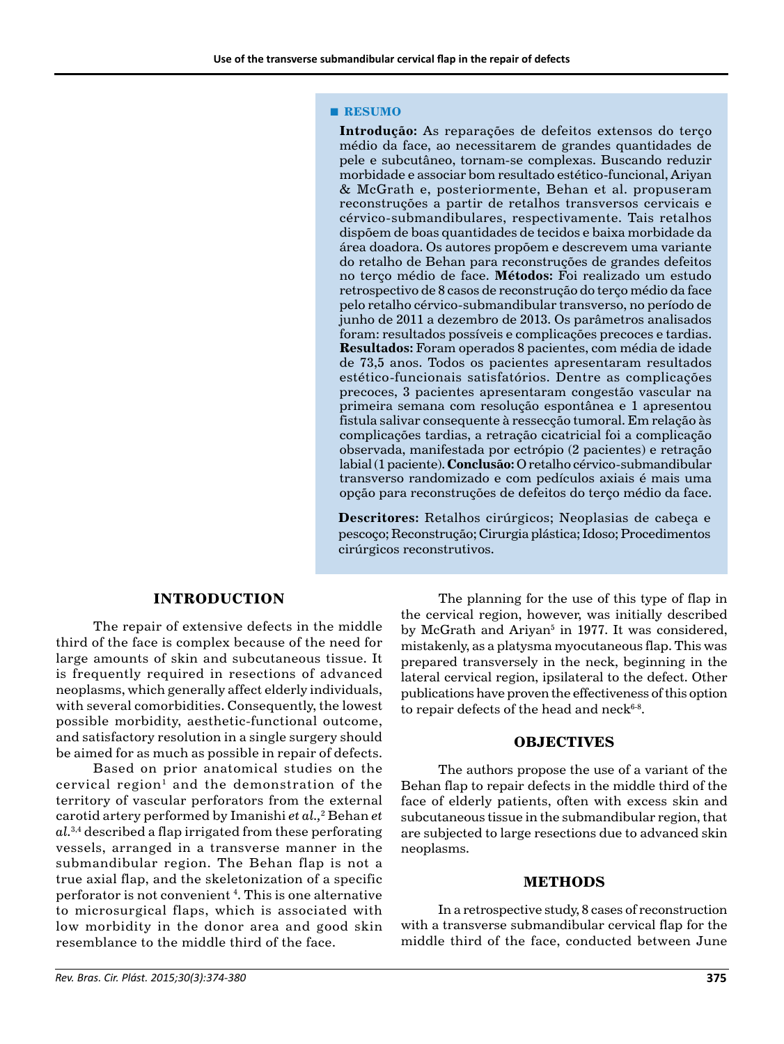## ■ RESUMO

**Introdução:** As reparações de defeitos extensos do terço médio da face, ao necessitarem de grandes quantidades de pele e subcutâneo, tornam-se complexas. Buscando reduzir morbidade e associar bom resultado estético-funcional, Ariyan & McGrath e, posteriormente, Behan et al. propuseram reconstruções a partir de retalhos transversos cervicais e cérvico-submandibulares, respectivamente. Tais retalhos dispõem de boas quantidades de tecidos e baixa morbidade da área doadora. Os autores propõem e descrevem uma variante do retalho de Behan para reconstruções de grandes defeitos no terço médio de face. **Métodos:** Foi realizado um estudo retrospectivo de 8 casos de reconstrução do terço médio da face pelo retalho cérvico-submandibular transverso, no período de junho de 2011 a dezembro de 2013. Os parâmetros analisados foram: resultados possíveis e complicações precoces e tardias. **Resultados:** Foram operados 8 pacientes, com média de idade de 73,5 anos. Todos os pacientes apresentaram resultados estético-funcionais satisfatórios. Dentre as complicações precoces, 3 pacientes apresentaram congestão vascular na primeira semana com resolução espontânea e 1 apresentou fístula salivar consequente à ressecção tumoral. Em relação às complicações tardias, a retração cicatricial foi a complicação observada, manifestada por ectrópio (2 pacientes) e retração labial (1 paciente). **Conclusão:** O retalho cérvico-submandibular transverso randomizado e com pedículos axiais é mais uma opção para reconstruções de defeitos do terço médio da face.

**Descritores:** Retalhos cirúrgicos; Neoplasias de cabeça e pescoço; Reconstrução; Cirurgia plástica; Idoso; Procedimentos cirúrgicos reconstrutivos.

## INTRODUCTION

The repair of extensive defects in the middle third of the face is complex because of the need for large amounts of skin and subcutaneous tissue. It is frequently required in resections of advanced neoplasms, which generally affect elderly individuals, with several comorbidities. Consequently, the lowest possible morbidity, aesthetic-functional outcome, and satisfactory resolution in a single surgery should be aimed for as much as possible in repair of defects.

Based on prior anatomical studies on the cervical region[1] and the demonstration of the territory of vascular perforators from the external carotid artery performed by Imanishi *et al.*,[2] Behan *et al.*[3,4] described a flap irrigated from these perforating vessels, arranged in a transverse manner in the submandibular region. The Behan flap is not a true axial flap, and the skeletonization of a specific perforator is not convenient [4]. This is one alternative to microsurgical flaps, which is associated with low morbidity in the donor area and good skin resemblance to the middle third of the face.

The planning for the use of this type of flap in the cervical region, however, was initially described by McGrath and Ariyan[5] in 1977. It was considered, mistakenly, as a platysma myocutaneous flap. This was prepared transversely in the neck, beginning in the lateral cervical region, ipsilateral to the defect. Other publications have proven the effectiveness of this option to repair defects of the head and neck[6-8].

## OBJECTIVES

The authors propose the use of a variant of the Behan flap to repair defects in the middle third of the face of elderly patients, often with excess skin and subcutaneous tissue in the submandibular region, that are subjected to large resections due to advanced skin neoplasms.

## METHODS

In a retrospective study, 8 cases of reconstruction with a transverse submandibular cervical flap for the middle third of the face, conducted between June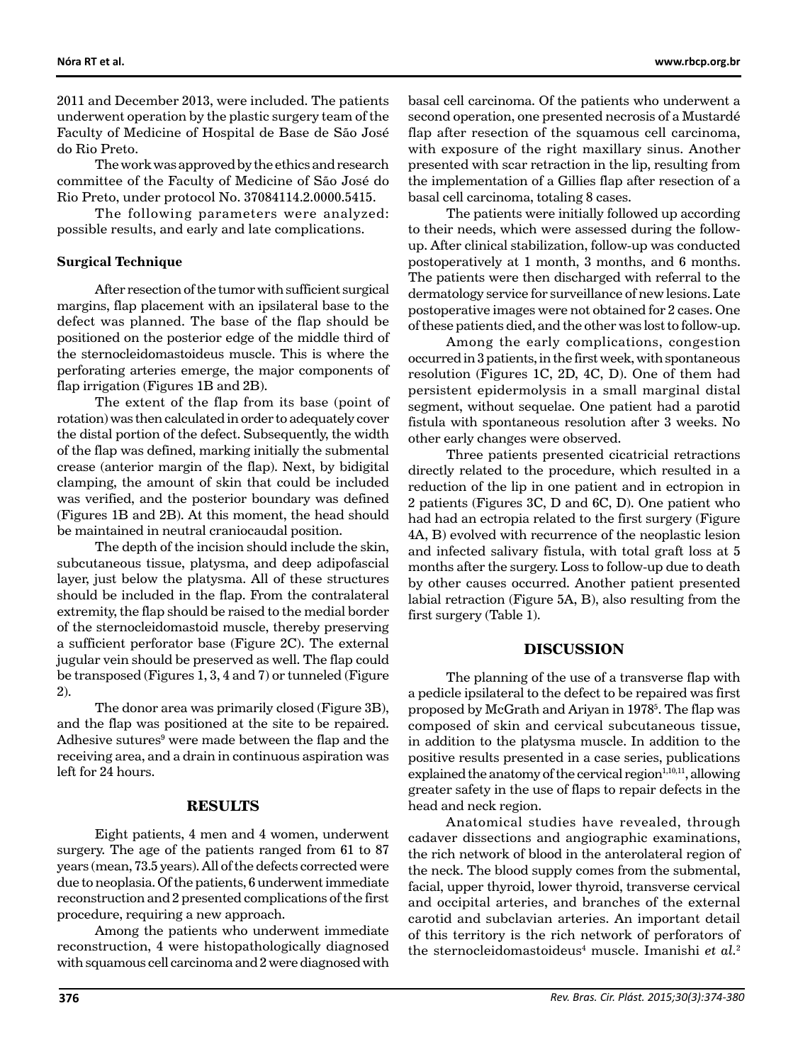2011 and December 2013, were included. The patients underwent operation by the plastic surgery team of the Faculty of Medicine of Hospital de Base de São José do Rio Preto.

The work was approved by the ethics and research committee of the Faculty of Medicine of São José do Rio Preto, under protocol No. 37084114.2.0000.5415.

The following parameters were analyzed: possible results, and early and late complications.

### Surgical Technique

After resection of the tumor with sufficient surgical margins, flap placement with an ipsilateral base to the defect was planned. The base of the flap should be positioned on the posterior edge of the middle third of the sternocleidomastoideus muscle. This is where the perforating arteries emerge, the major components of flap irrigation (Figures 1B and 2B).

The extent of the flap from its base (point of rotation) was then calculated in order to adequately cover the distal portion of the defect. Subsequently, the width of the flap was defined, marking initially the submental crease (anterior margin of the flap). Next, by bidigital clamping, the amount of skin that could be included was verified, and the posterior boundary was defined (Figures 1B and 2B). At this moment, the head should be maintained in neutral craniocaudal position.

The depth of the incision should include the skin, subcutaneous tissue, platysma, and deep adipofascial layer, just below the platysma. All of these structures should be included in the flap. From the contralateral extremity, the flap should be raised to the medial border of the sternocleidomastoid muscle, thereby preserving a sufficient perforator base (Figure 2C). The external jugular vein should be preserved as well. The flap could be transposed (Figures 1, 3, 4 and 7) or tunneled (Figure 2).

The donor area was primarily closed (Figure 3B), and the flap was positioned at the site to be repaired. Adhesive sutures[9] were made between the flap and the receiving area, and a drain in continuous aspiration was left for 24 hours.

## RESULTS

Eight patients, 4 men and 4 women, underwent surgery. The age of the patients ranged from 61 to 87 years (mean, 73.5 years). All of the defects corrected were due to neoplasia. Of the patients, 6 underwent immediate reconstruction and 2 presented complications of the first procedure, requiring a new approach.

Among the patients who underwent immediate reconstruction, 4 were histopathologically diagnosed with squamous cell carcinoma and 2 were diagnosed with basal cell carcinoma. Of the patients who underwent a second operation, one presented necrosis of a Mustardé flap after resection of the squamous cell carcinoma, with exposure of the right maxillary sinus. Another presented with scar retraction in the lip, resulting from the implementation of a Gillies flap after resection of a basal cell carcinoma, totaling 8 cases.

The patients were initially followed up according to their needs, which were assessed during the follow-up. After clinical stabilization, follow-up was conducted postoperatively at 1 month, 3 months, and 6 months. The patients were then discharged with referral to the dermatology service for surveillance of new lesions. Late postoperative images were not obtained for 2 cases. One of these patients died, and the other was lost to follow-up.

Among the early complications, congestion occurred in 3 patients, in the first week, with spontaneous resolution (Figures 1C, 2D, 4C, D). One of them had persistent epidermolysis in a small marginal distal segment, without sequelae. One patient had a parotid fistula with spontaneous resolution after 3 weeks. No other early changes were observed.

Three patients presented cicatricial retractions directly related to the procedure, which resulted in a reduction of the lip in one patient and in ectropion in 2 patients (Figures 3C, D and 6C, D). One patient who had had an ectropia related to the first surgery (Figure 4A, B) evolved with recurrence of the neoplastic lesion and infected salivary fistula, with total graft loss at 5 months after the surgery. Loss to follow-up due to death by other causes occurred. Another patient presented labial retraction (Figure 5A, B), also resulting from the first surgery (Table 1).

## DISCUSSION

The planning of the use of a transverse flap with a pedicle ipsilateral to the defect to be repaired was first proposed by McGrath and Ariyan in 1978[5]. The flap was composed of skin and cervical subcutaneous tissue, in addition to the platysma muscle. In addition to the positive results presented in a case series, publications explained the anatomy of the cervical region[1,10,11], allowing greater safety in the use of flaps to repair defects in the head and neck region.

Anatomical studies have revealed, through cadaver dissections and angiographic examinations, the rich network of blood in the anterolateral region of the neck. The blood supply comes from the submental, facial, upper thyroid, lower thyroid, transverse cervical and occipital arteries, and branches of the external carotid and subclavian arteries. An important detail of this territory is the rich network of perforators of the sternocleidomastoideus[4] muscle. Imanishi *et al.*[2]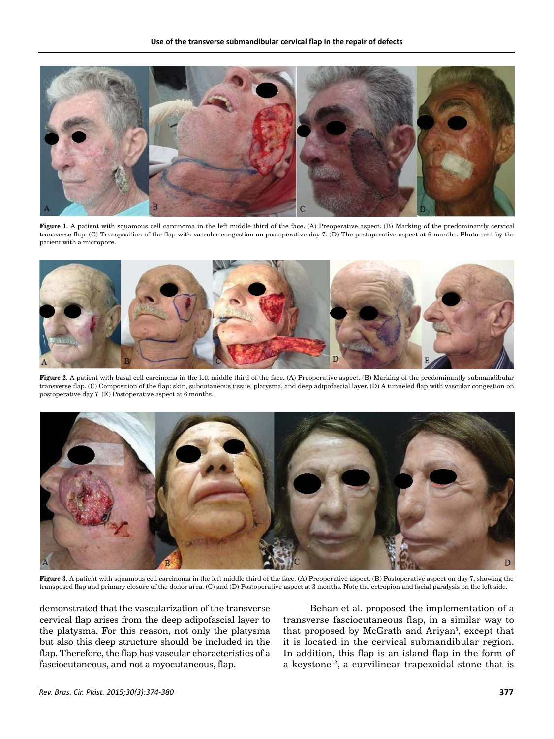**Figure 1.** A patient with squamous cell carcinoma in the left middle third of the face. (A) Preoperative aspect. (B) Marking of the predominantly cervical transverse flap. (C) Transposition of the flap with vascular congestion on postoperative day 7. (D) The postoperative aspect at 6 months. Photo sent by the patient with a micropore.

**Figure 2.** A patient with basal cell carcinoma in the left middle third of the face. (A) Preoperative aspect. (B) Marking of the predominantly submandibular transverse flap. (C) Composition of the flap: skin, subcutaneous tissue, platysma, and deep adipofascial layer. (D) A tunneled flap with vascular congestion on postoperative day 7. (E) Postoperative aspect at 6 months.

**Figure 3.** A patient with squamous cell carcinoma in the left middle third of the face. (A) Preoperative aspect. (B) Postoperative aspect on day 7, showing the transposed flap and primary closure of the donor area. (C) and (D) Postoperative aspect at 3 months. Note the ectropion and facial paralysis on the left side.

demonstrated that the vascularization of the transverse cervical flap arises from the deep adipofascial layer to the platysma. For this reason, not only the platysma but also this deep structure should be included in the flap. Therefore, the flap has vascular characteristics of a fasciocutaneous, and not a myocutaneous, flap.

Behan et al. proposed the implementation of a transverse fasciocutaneous flap, in a similar way to that proposed by McGrath and Ariyan[5], except that it is located in the cervical submandibular region. In addition, this flap is an island flap in the form of a keystone[12], a curvilinear trapezoidal stone that is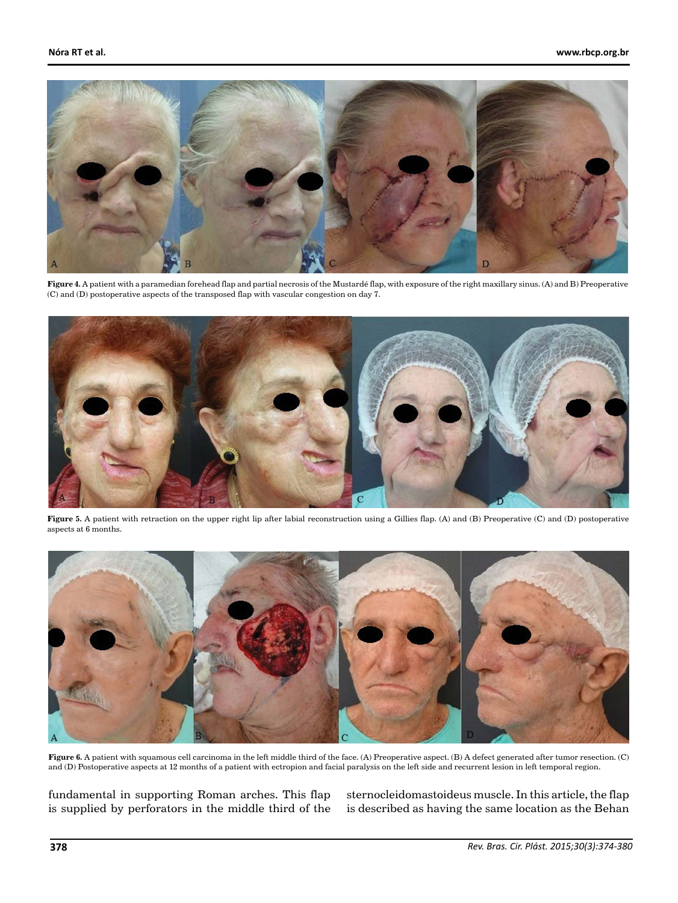**Figure 4.** A patient with a paramedian forehead flap and partial necrosis of the Mustardé flap, with exposure of the right maxillary sinus. (A) and B) Preoperative (C) and (D) postoperative aspects of the transposed flap with vascular congestion on day 7.

**Figure 5.** A patient with retraction on the upper right lip after labial reconstruction using a Gillies flap. (A) and (B) Preoperative (C) and (D) postoperative aspects at 6 months.

**Figure 6.** A patient with squamous cell carcinoma in the left middle third of the face. (A) Preoperative aspect. (B) A defect generated after tumor resection. (C) and (D) Postoperative aspects at 12 months of a patient with ectropion and facial paralysis on the left side and recurrent lesion in left temporal region.

fundamental in supporting Roman arches. This flap is supplied by perforators in the middle third of the sternocleidomastoideus muscle. In this article, the flap is described as having the same location as the Behan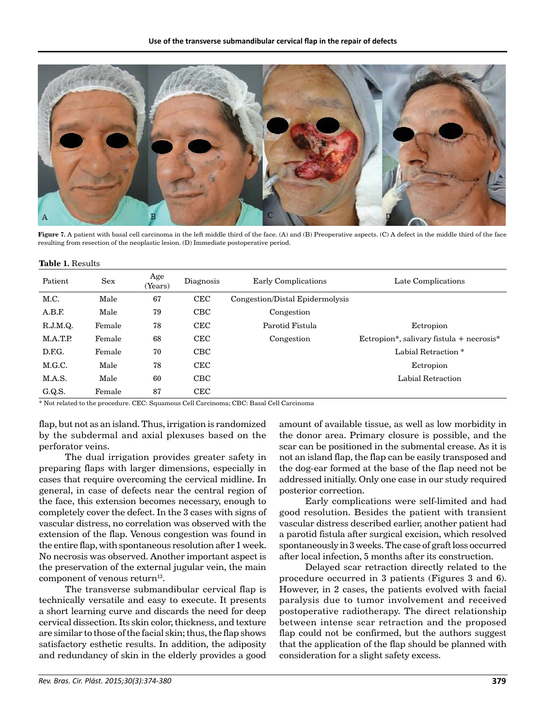**Figure 7.** A patient with basal cell carcinoma in the left middle third of the face. (A) and (B) Preoperative aspects. (C) A defect in the middle third of the face resulting from resection of the neoplastic lesion. (D) Immediate postoperative period.

**Table 1.** Results

| Patient | Sex | Age (Years) | Diagnosis | Early Complications | Late Complications |
|---|---|---|---|---|---|
| M.C. | Male | 67 | CEC | Congestion/Distal Epidermolysis | |
| A.B.F. | Male | 79 | CBC | Congestion | |
| R.J.M.Q. | Female | 78 | CEC | Parotid Fistula | Ectropion |
| M.A.T.P. | Female | 68 | CEC | Congestion | Ectropion*, salivary fistula + necrosis* |
| D.F.G. | Female | 70 | CBC | | Labial Retraction * |
| M.G.C. | Male | 78 | CEC | | Ectropion |
| M.A.S. | Male | 60 | CBC | | Labial Retraction |
| G.Q.S. | Female | 87 | CEC | | |

\* Not related to the procedure. CEC: Squamous Cell Carcinoma; CBC: Basal Cell Carcinoma

flap, but not as an island. Thus, irrigation is randomized by the subdermal and axial plexuses based on the perforator veins.

The dual irrigation provides greater safety in preparing flaps with larger dimensions, especially in cases that require overcoming the cervical midline. In general, in case of defects near the central region of the face, this extension becomes necessary, enough to completely cover the defect. In the 3 cases with signs of vascular distress, no correlation was observed with the extension of the flap. Venous congestion was found in the entire flap, with spontaneous resolution after 1 week. No necrosis was observed. Another important aspect is the preservation of the external jugular vein, the main component of venous return[13].

The transverse submandibular cervical flap is technically versatile and easy to execute. It presents a short learning curve and discards the need for deep cervical dissection. Its skin color, thickness, and texture are similar to those of the facial skin; thus, the flap shows satisfactory esthetic results. In addition, the adiposity and redundancy of skin in the elderly provides a good amount of available tissue, as well as low morbidity in the donor area. Primary closure is possible, and the scar can be positioned in the submental crease. As it is not an island flap, the flap can be easily transposed and the dog-ear formed at the base of the flap need not be addressed initially. Only one case in our study required posterior correction.

Early complications were self-limited and had good resolution. Besides the patient with transient vascular distress described earlier, another patient had a parotid fistula after surgical excision, which resolved spontaneously in 3 weeks. The case of graft loss occurred after local infection, 5 months after its construction.

Delayed scar retraction directly related to the procedure occurred in 3 patients (Figures 3 and 6). However, in 2 cases, the patients evolved with facial paralysis due to tumor involvement and received postoperative radiotherapy. The direct relationship between intense scar retraction and the proposed flap could not be confirmed, but the authors suggest that the application of the flap should be planned with consideration for a slight safety excess.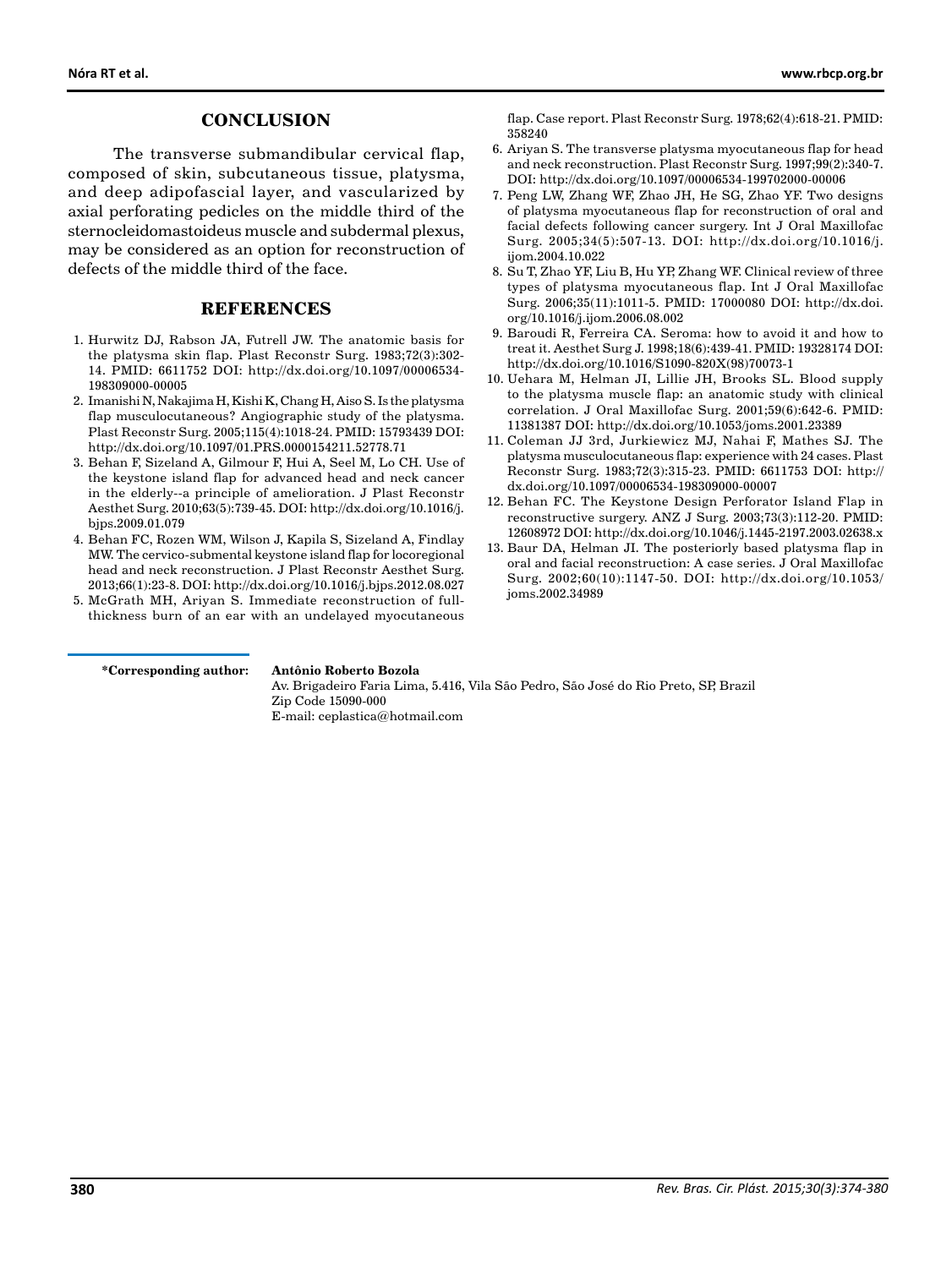## CONCLUSION

The transverse submandibular cervical flap, composed of skin, subcutaneous tissue, platysma, and deep adipofascial layer, and vascularized by axial perforating pedicles on the middle third of the sternocleidomastoideus muscle and subdermal plexus, may be considered as an option for reconstruction of defects of the middle third of the face.

## REFERENCES

1. Hurwitz DJ, Rabson JA, Futrell JW. The anatomic basis for the platysma skin flap. Plast Reconstr Surg. 1983;72(3):302-14. PMID: 6611752 DOI: http://dx.doi.org/10.1097/00006534-198309000-00005
2. Imanishi N, Nakajima H, Kishi K, Chang H, Aiso S. Is the platysma flap musculocutaneous? Angiographic study of the platysma. Plast Reconstr Surg. 2005;115(4):1018-24. PMID: 15793439 DOI: http://dx.doi.org/10.1097/01.PRS.0000154211.52778.71
3. Behan F, Sizeland A, Gilmour F, Hui A, Seel M, Lo CH. Use of the keystone island flap for advanced head and neck cancer in the elderly--a principle of amelioration. J Plast Reconstr Aesthet Surg. 2010;63(5):739-45. DOI: http://dx.doi.org/10.1016/j.bjps.2009.01.079
4. Behan FC, Rozen WM, Wilson J, Kapila S, Sizeland A, Findlay MW. The cervico-submental keystone island flap for locoregional head and neck reconstruction. J Plast Reconstr Aesthet Surg. 2013;66(1):23-8. DOI: http://dx.doi.org/10.1016/j.bjps.2012.08.027
5. McGrath MH, Ariyan S. Immediate reconstruction of full-thickness burn of an ear with an undelayed myocutaneous flap. Case report. Plast Reconstr Surg. 1978;62(4):618-21. PMID: 358240
6. Ariyan S. The transverse platysma myocutaneous flap for head and neck reconstruction. Plast Reconstr Surg. 1997;99(2):340-7. DOI: http://dx.doi.org/10.1097/00006534-199702000-00006
7. Peng LW, Zhang WF, Zhao JH, He SG, Zhao YF. Two designs of platysma myocutaneous flap for reconstruction of oral and facial defects following cancer surgery. Int J Oral Maxillofac Surg. 2005;34(5):507-13. DOI: http://dx.doi.org/10.1016/j.ijom.2004.10.022
8. Su T, Zhao YF, Liu B, Hu YP, Zhang WF. Clinical review of three types of platysma myocutaneous flap. Int J Oral Maxillofac Surg. 2006;35(11):1011-5. PMID: 17000080 DOI: http://dx.doi.org/10.1016/j.ijom.2006.08.002
9. Baroudi R, Ferreira CA. Seroma: how to avoid it and how to treat it. Aesthet Surg J. 1998;18(6):439-41. PMID: 19328174 DOI: http://dx.doi.org/10.1016/S1090-820X(98)70073-1
10. Uehara M, Helman JI, Lillie JH, Brooks SL. Blood supply to the platysma muscle flap: an anatomic study with clinical correlation. J Oral Maxillofac Surg. 2001;59(6):642-6. PMID: 11381387 DOI: http://dx.doi.org/10.1053/joms.2001.23389
11. Coleman JJ 3rd, Jurkiewicz MJ, Nahai F, Mathes SJ. The platysma musculocutaneous flap: experience with 24 cases. Plast Reconstr Surg. 1983;72(3):315-23. PMID: 6611753 DOI: http://dx.doi.org/10.1097/00006534-198309000-00007
12. Behan FC. The Keystone Design Perforator Island Flap in reconstructive surgery. ANZ J Surg. 2003;73(3):112-20. PMID: 12608972 DOI: http://dx.doi.org/10.1046/j.1445-2197.2003.02638.x
13. Baur DA, Helman JI. The posteriorly based platysma flap in oral and facial reconstruction: A case series. J Oral Maxillofac Surg. 2002;60(10):1147-50. DOI: http://dx.doi.org/10.1053/joms.2002.34989

**\*Corresponding author:** **Antônio Roberto Bozola**
Av. Brigadeiro Faria Lima, 5.416, Vila São Pedro, São José do Rio Preto, SP, Brazil
Zip Code 15090-000
E-mail: ceplastica@hotmail.com